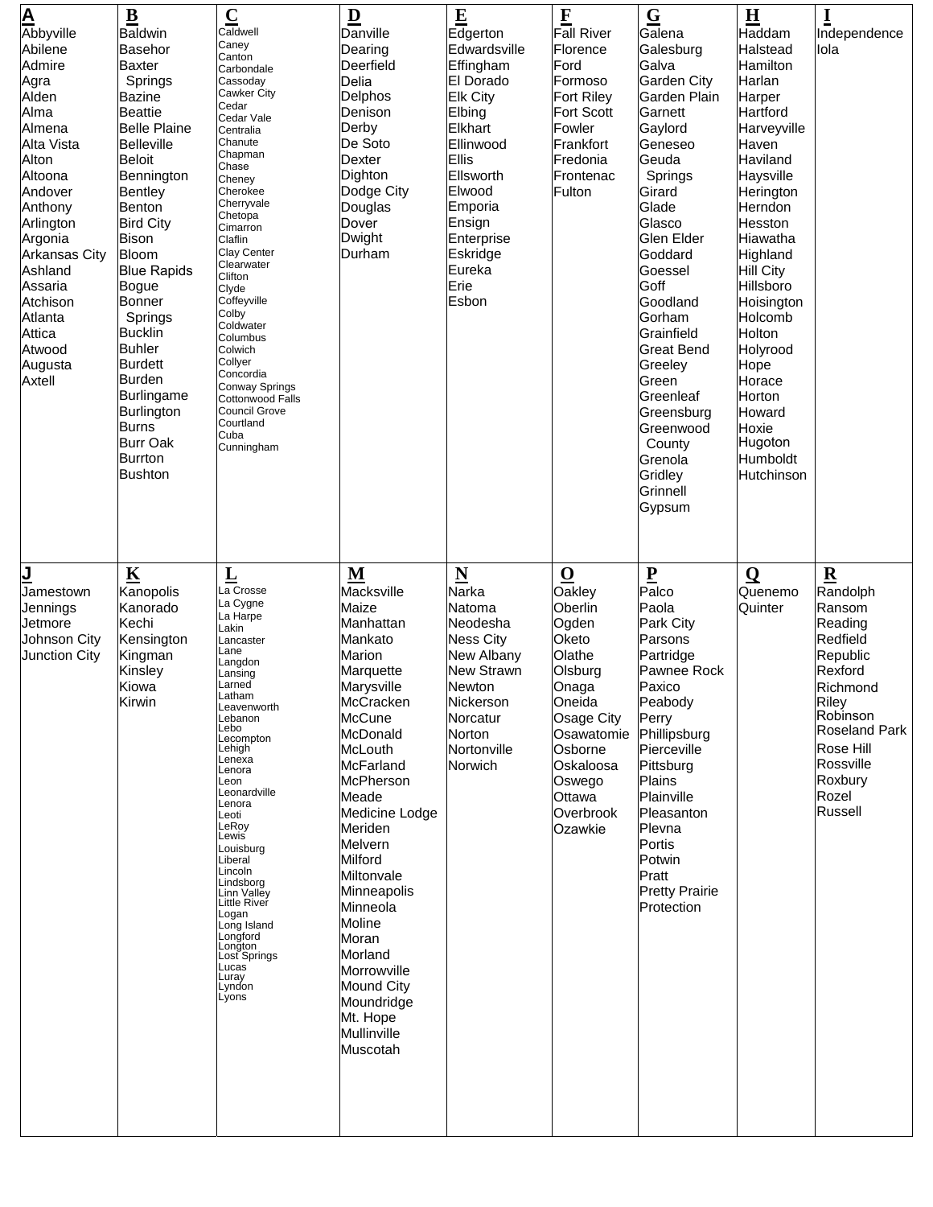| A | B | C | D | E | F | G | H | I |
|---|---|---|---|---|---|---|---|---|
| Abbyville<br>Abilene<br>Admire<br>Agra<br>Alden<br>Alma<br>Almena<br>Alta Vista<br>Alton<br>Altoona<br>Andover<br>Anthony<br>Arlington<br>Argonia<br>Arkansas City<br>Ashland<br>Assaria<br>Atchison<br>Atlanta<br>Attica<br>Atwood<br>Augusta<br>Axtell | Baldwin<br>Basehor<br>Baxter Springs<br>Bazine<br>Beattie<br>Belle Plaine<br>Belleville<br>Beloit<br>Bennington<br>Bentley<br>Benton<br>Bird City<br>Bison<br>Bloom<br>Blue Rapids<br>Bogue<br>Bonner Springs<br>Bucklin<br>Buhler<br>Burdett<br>Burden<br>Burlingame<br>Burlington<br>Burns<br>Burr Oak<br>Burrton<br>Bushton | Caldwell<br>Caney<br>Canton<br>Carbondale<br>Cassoday<br>Cawker City<br>Cedar<br>Cedar Vale<br>Centralia<br>Chanute<br>Chapman<br>Chase<br>Cheney<br>Cherokee<br>Cherryvale<br>Chetopa<br>Cimarron<br>Claflin<br>Clay Center<br>Clearwater<br>Clifton<br>Clyde<br>Coffeyville<br>Colby<br>Coldwater<br>Columbus<br>Colwich<br>Collyer<br>Concordia<br>Conway Springs<br>Cottonwood Falls<br>Council Grove<br>Courtland<br>Cuba<br>Cunningham | Danville<br>Dearing<br>Deerfield<br>Delia<br>Delphos<br>Denison<br>Derby<br>De Soto<br>Dexter<br>Dighton<br>Dodge City<br>Douglas<br>Dover<br>Dwight<br>Durham | Edgerton<br>Edwardsville<br>Effingham<br>El Dorado<br>Elk City<br>Elbing<br>Elkhart<br>Ellinwood<br>Ellis<br>Ellsworth<br>Elwood<br>Emporia<br>Ensign<br>Enterprise<br>Eskridge<br>Eureka<br>Erie<br>Esbon | Fall River<br>Florence<br>Ford<br>Formoso<br>Fort Riley<br>Fort Scott<br>Fowler<br>Frankfort<br>Fredonia<br>Frontenac<br>Fulton | Galena<br>Galesburg<br>Galva<br>Garden City<br>Garden Plain<br>Garnett<br>Gaylord<br>Geneseo<br>Geuda Springs<br>Girard<br>Glade<br>Glasco<br>Glen Elder<br>Goddard<br>Goessel<br>Goff<br>Goodland<br>Gorham<br>Grainfield<br>Great Bend<br>Greeley<br>Green<br>Greenleaf<br>Greensburg<br>Greenwood County<br>Grenola<br>Gridley<br>Grinnell<br>Gypsum | Haddam<br>Halstead<br>Hamilton<br>Harlan<br>Harper<br>Hartford<br>Harveyville<br>Haven<br>Haviland<br>Haysville<br>Herington<br>Herndon<br>Hesston<br>Hiawatha<br>Highland<br>Hill City<br>Hillsboro<br>Hoisington<br>Holcomb<br>Holton<br>Holyrood<br>Hope<br>Horace<br>Horton<br>Howard<br>Hoxie<br>Hugoton<br>Humboldt<br>Hutchinson | Independence<br>Iola |

| J | K | L | M | N | O | P | Q | R |
|---|---|---|---|---|---|---|---|---|
| Jamestown<br>Jennings<br>Jetmore<br>Johnson City<br>Junction City | Kanopolis<br>Kanorado<br>Kechi<br>Kensington<br>Kingman<br>Kinsley<br>Kiowa<br>Kirwin | La Crosse<br>La Cygne<br>La Harpe<br>Lakin<br>Lancaster<br>Lane<br>Langdon<br>Lansing<br>Larned<br>Latham<br>Leavenworth<br>Lebanon<br>Lebo<br>Lecompton<br>Lehigh<br>Lenexa<br>Lenora<br>Leon<br>Leonardville<br>Lenora<br>Leoti<br>LeRoy<br>Lewis<br>Louisburg<br>Liberal<br>Lincoln<br>Lindsborg<br>Linn Valley<br>Little River<br>Logan<br>Long Island<br>Longford<br>Longton<br>Lost Springs<br>Lucas<br>Luray<br>Lyndon<br>Lyons | Macksville<br>Maize<br>Manhattan<br>Mankato<br>Marion<br>Marquette<br>Marysville<br>McCracken<br>McCune<br>McDonald<br>McLouth<br>McFarland<br>McPherson<br>Meade<br>Medicine Lodge<br>Meriden<br>Melvern<br>Milford<br>Miltonvale<br>Minneapolis<br>Minneola<br>Moline<br>Moran<br>Morland<br>Morrowville<br>Mound City<br>Moundridge<br>Mt. Hope<br>Mullinville<br>Muscotah | Narka<br>Natoma<br>Neodesha<br>Ness City<br>New Albany<br>New Strawn<br>Newton<br>Nickerson<br>Norcatur<br>Norton<br>Nortonville<br>Norwich | Oakley<br>Oberlin<br>Ogden<br>Oketo<br>Olathe<br>Olsburg<br>Onaga<br>Oneida<br>Osage City<br>Osawatomie<br>Osborne<br>Oskaloosa<br>Oswego<br>Ottawa<br>Overbrook<br>Ozawkie | Palco<br>Paola<br>Park City<br>Parsons<br>Partridge<br>Pawnee Rock<br>Paxico<br>Peabody<br>Perry<br>Phillipsburg<br>Pierceville<br>Pittsburg<br>Plains<br>Plainville<br>Pleasanton<br>Plevna<br>Portis<br>Potwin<br>Pratt<br>Pretty Prairie<br>Protection | Quenemo<br>Quinter | Randolph<br>Ransom<br>Reading<br>Redfield<br>Republic<br>Rexford<br>Richmond<br>Riley<br>Robinson<br>Roseland Park<br>Rose Hill<br>Rossville<br>Roxbury<br>Rozel<br>Russell |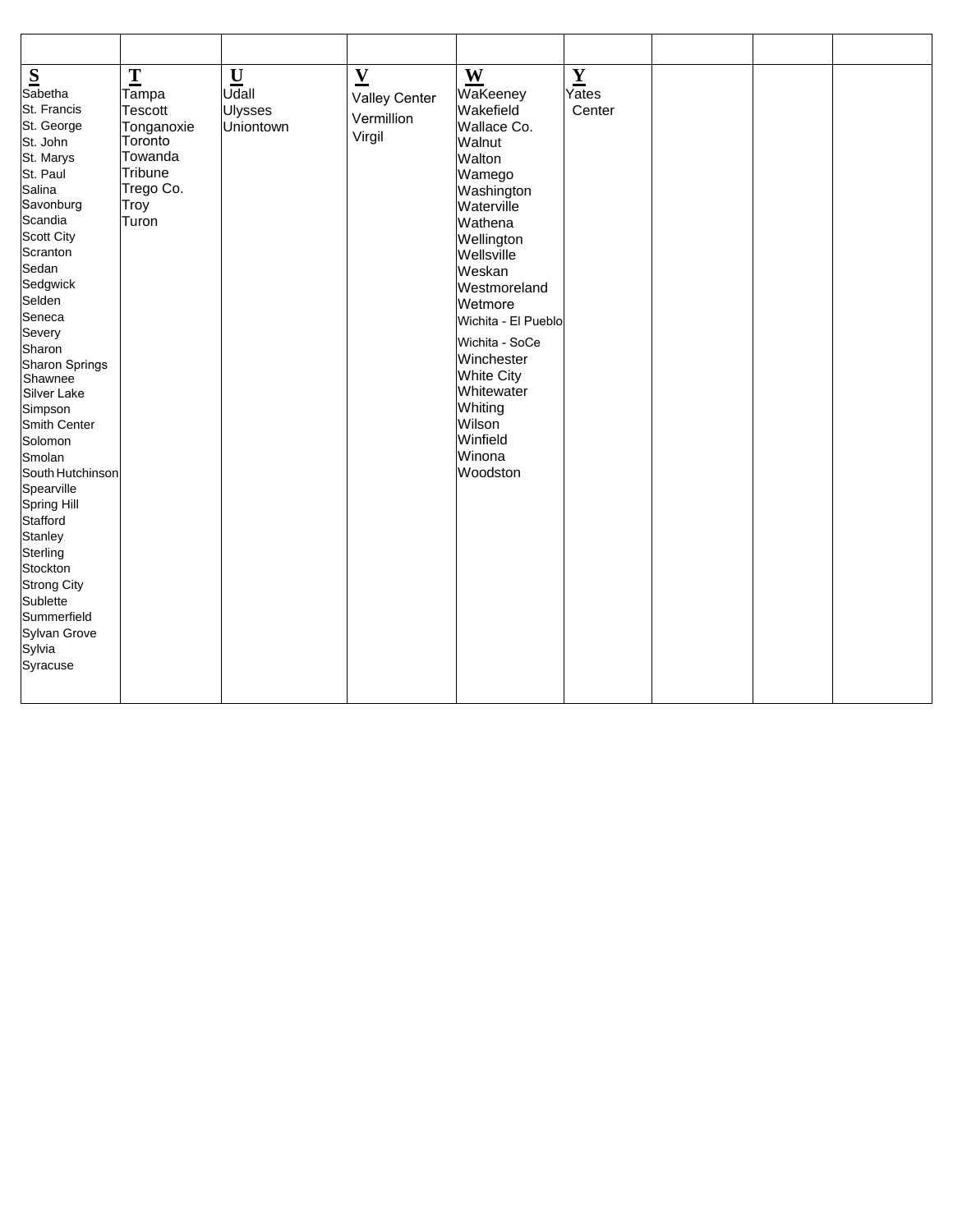| | | | | | | | | |
|---|---|---|---|---|---|---|---|---|
| **S**<br>Sabetha<br>St. Francis<br>St. George<br>St. John<br>St. Marys<br>St. Paul<br>Salina<br>Savonburg<br>Scandia<br>Scott City<br>Scranton<br>Sedan<br>Sedgwick<br>Selden<br>Seneca<br>Severy<br>Sharon<br>Sharon Springs<br>Shawnee<br>Silver Lake<br>Simpson<br>Smith Center<br>Solomon<br>Smolan<br>South Hutchinson<br>Spearville<br>Spring Hill<br>Stafford<br>Stanley<br>Sterling<br>Stockton<br>Strong City<br>Sublette<br>Summerfield<br>Sylvan Grove<br>Sylvia<br>Syracuse | **T**<br>Tampa<br>Tescott<br>Tonganoxie<br>Toronto<br>Towanda<br>Tribune<br>Trego Co.<br>Troy<br>Turon | **U**<br>Udall<br>Ulysses<br>Uniontown | **V**<br>Valley Center<br>Vermillion<br>Virgil | **W**<br>WaKeeney<br>Wakefield<br>Wallace Co.<br>Walnut<br>Walton<br>Wamego<br>Washington<br>Waterville<br>Wathena<br>Wellington<br>Wellsville<br>Weskan<br>Westmoreland<br>Wetmore<br>Wichita - El Pueblo<br>Wichita - SoCe<br>Winchester<br>White City<br>Whitewater<br>Whiting<br>Wilson<br>Winfield<br>Winona<br>Woodston | **Y**<br>Yates Center | | | |